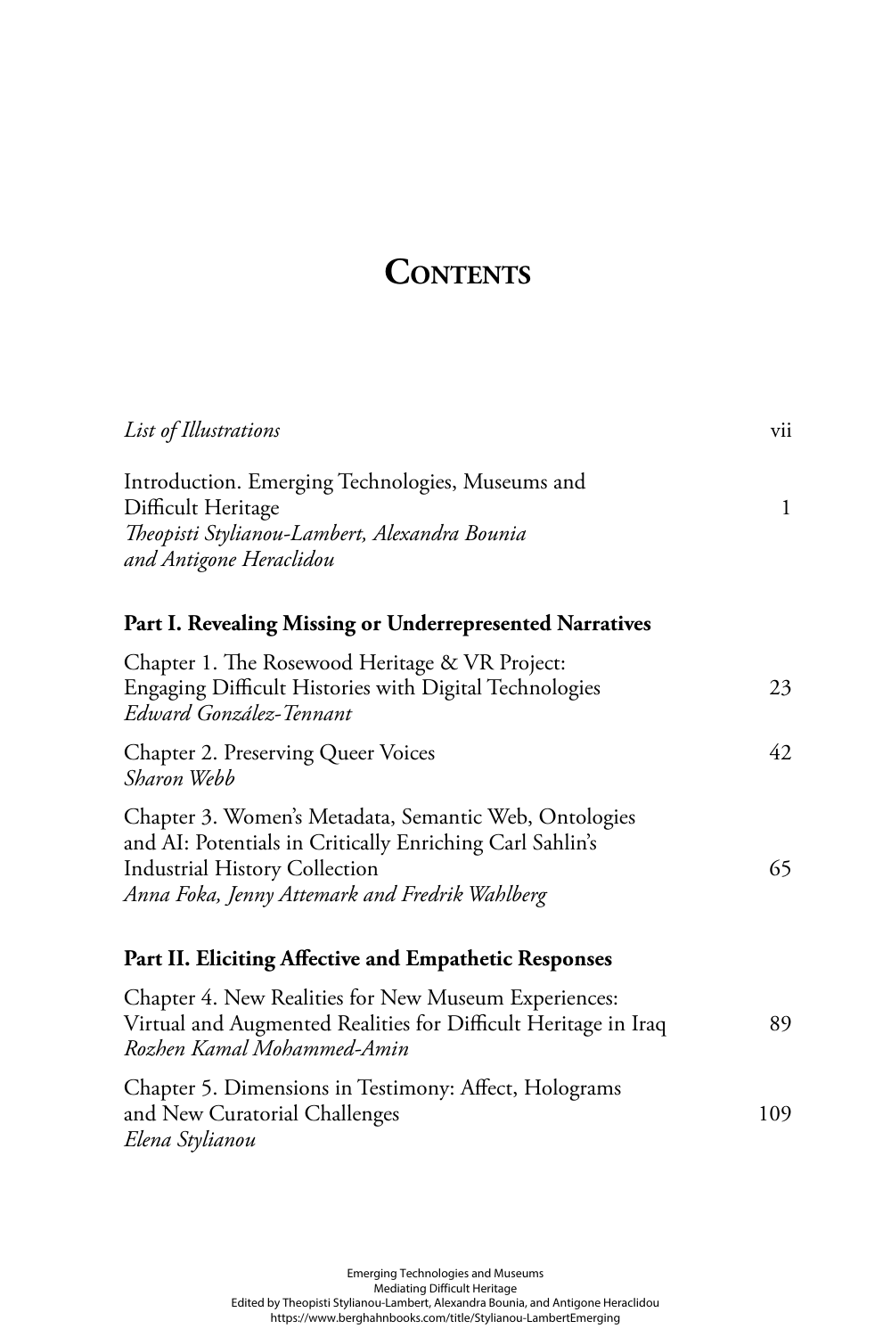# Contents

*List of Illustrations* vii

Introduction. Emerging Technologies, Museums and Difficult Heritage 1
*Theopisti Stylianou-Lambert, Alexandra Bounia and Antigone Heraclidou*

## Part I. Revealing Missing or Underrepresented Narratives

Chapter 1. The Rosewood Heritage & VR Project: Engaging Difficult Histories with Digital Technologies 23
*Edward González-Tennant*

Chapter 2. Preserving Queer Voices 42
*Sharon Webb*

Chapter 3. Women's Metadata, Semantic Web, Ontologies and AI: Potentials in Critically Enriching Carl Sahlin's Industrial History Collection 65
*Anna Foka, Jenny Attemark and Fredrik Wahlberg*

## Part II. Eliciting Affective and Empathetic Responses

Chapter 4. New Realities for New Museum Experiences: Virtual and Augmented Realities for Difficult Heritage in Iraq 89
*Rozhen Kamal Mohammed-Amin*

Chapter 5. Dimensions in Testimony: Affect, Holograms and New Curatorial Challenges 109
*Elena Stylianou*

Emerging Technologies and Museums
Mediating Difficult Heritage
Edited by Theopisti Stylianou-Lambert, Alexandra Bounia, and Antigone Heraclidou
https://www.berghahnbooks.com/title/Stylianou-LambertEmerging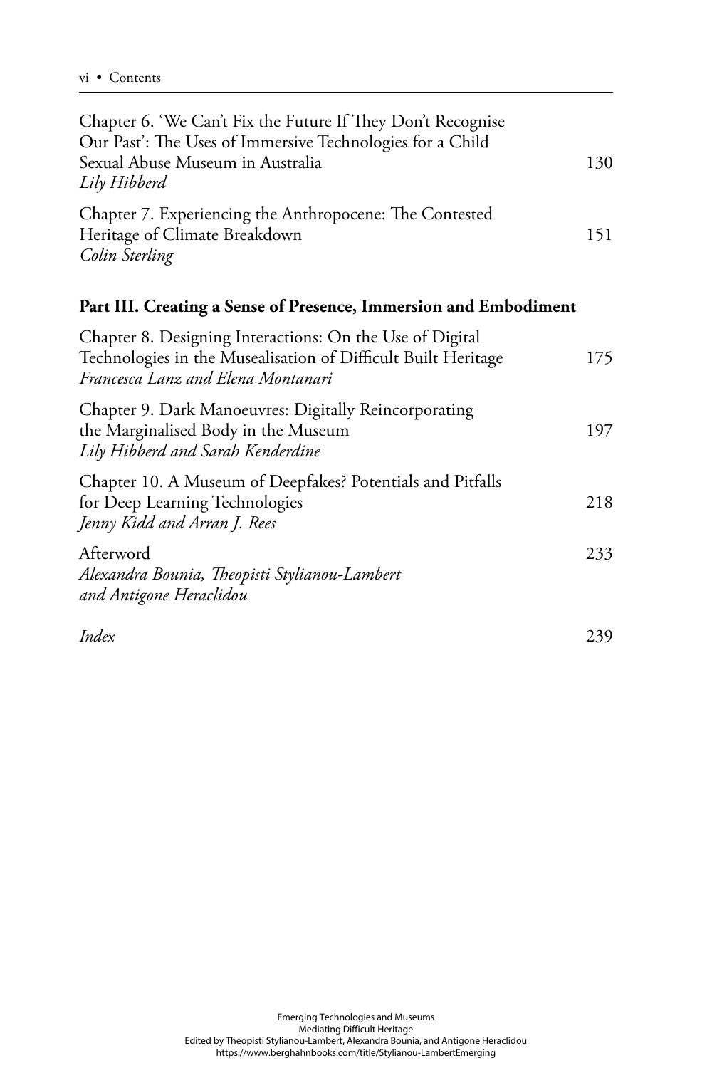Chapter 6. 'We Can't Fix the Future If They Don't Recognise Our Past': The Uses of Immersive Technologies for a Child Sexual Abuse Museum in Australia 130
*Lily Hibberd*

Chapter 7. Experiencing the Anthropocene: The Contested Heritage of Climate Breakdown 151
*Colin Sterling*

**Part III. Creating a Sense of Presence, Immersion and Embodiment**

Chapter 8. Designing Interactions: On the Use of Digital Technologies in the Musealisation of Difficult Built Heritage 175
*Francesca Lanz and Elena Montanari*

Chapter 9. Dark Manoeuvres: Digitally Reincorporating the Marginalised Body in the Museum 197
*Lily Hibberd and Sarah Kenderdine*

Chapter 10. A Museum of Deepfakes? Potentials and Pitfalls for Deep Learning Technologies 218
*Jenny Kidd and Arran J. Rees*

Afterword 233
*Alexandra Bounia, Theopisti Stylianou-Lambert and Antigone Heraclidou*

*Index* 239

Emerging Technologies and Museums
Mediating Difficult Heritage
Edited by Theopisti Stylianou-Lambert, Alexandra Bounia, and Antigone Heraclidou
https://www.berghahnbooks.com/title/Stylianou-LambertEmerging